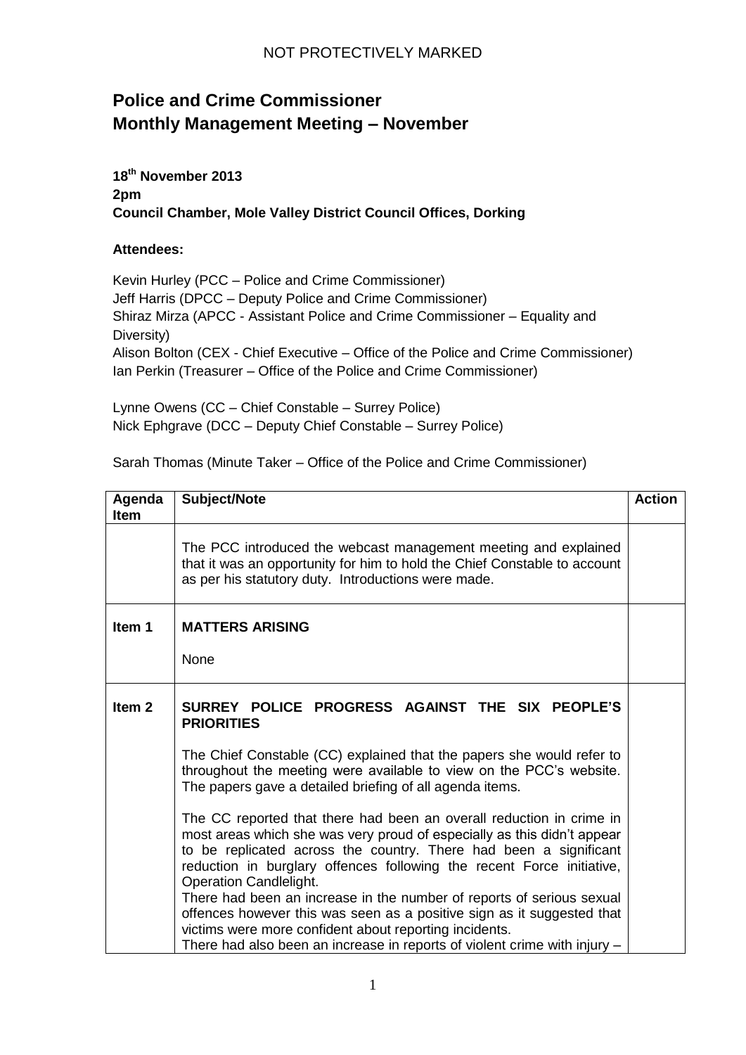NOT PROTECTIVELY MARKED

# Police and Crime Commissioner
# Monthly Management Meeting – November

**18th November 2013**
**2pm**
**Council Chamber, Mole Valley District Council Offices, Dorking**

**Attendees:**

Kevin Hurley (PCC – Police and Crime Commissioner)
Jeff Harris (DPCC – Deputy Police and Crime Commissioner)
Shiraz Mirza (APCC - Assistant Police and Crime Commissioner – Equality and Diversity)
Alison Bolton (CEX - Chief Executive – Office of the Police and Crime Commissioner)
Ian Perkin (Treasurer – Office of the Police and Crime Commissioner)

Lynne Owens (CC – Chief Constable – Surrey Police)
Nick Ephgrave (DCC – Deputy Chief Constable – Surrey Police)

Sarah Thomas (Minute Taker – Office of the Police and Crime Commissioner)

| Agenda Item | Subject/Note | Action |
|---|---|---|
| | The PCC introduced the webcast management meeting and explained that it was an opportunity for him to hold the Chief Constable to account as per his statutory duty. Introductions were made. | |
| Item 1 | **MATTERS ARISING**<br><br>None | |
| Item 2 | **SURREY POLICE PROGRESS AGAINST THE SIX PEOPLE'S PRIORITIES**<br><br>The Chief Constable (CC) explained that the papers she would refer to throughout the meeting were available to view on the PCC's website. The papers gave a detailed briefing of all agenda items.<br><br>The CC reported that there had been an overall reduction in crime in most areas which she was very proud of especially as this didn't appear to be replicated across the country. There had been a significant reduction in burglary offences following the recent Force initiative, Operation Candlelight.<br>There had been an increase in the number of reports of serious sexual offences however this was seen as a positive sign as it suggested that victims were more confident about reporting incidents.<br>There had also been an increase in reports of violent crime with injury – | |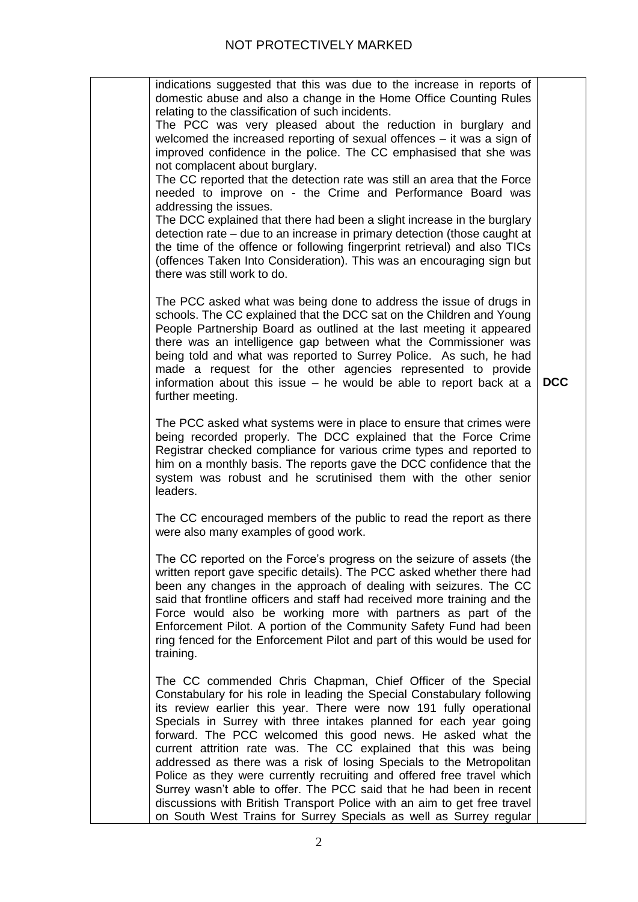| | | |
|---|---|---|
| | indications suggested that this was due to the increase in reports of domestic abuse and also a change in the Home Office Counting Rules relating to the classification of such incidents.<br>The PCC was very pleased about the reduction in burglary and welcomed the increased reporting of sexual offences – it was a sign of improved confidence in the police. The CC emphasised that she was not complacent about burglary.<br>The CC reported that the detection rate was still an area that the Force needed to improve on - the Crime and Performance Board was addressing the issues.<br>The DCC explained that there had been a slight increase in the burglary detection rate – due to an increase in primary detection (those caught at the time of the offence or following fingerprint retrieval) and also TICs (offences Taken Into Consideration). This was an encouraging sign but there was still work to do. | |
| | The PCC asked what was being done to address the issue of drugs in schools. The CC explained that the DCC sat on the Children and Young People Partnership Board as outlined at the last meeting it appeared there was an intelligence gap between what the Commissioner was being told and what was reported to Surrey Police. As such, he had made a request for the other agencies represented to provide information about this issue – he would be able to report back at a further meeting. | **DCC** |
| | The PCC asked what systems were in place to ensure that crimes were being recorded properly. The DCC explained that the Force Crime Registrar checked compliance for various crime types and reported to him on a monthly basis. The reports gave the DCC confidence that the system was robust and he scrutinised them with the other senior leaders. | |
| | The CC encouraged members of the public to read the report as there were also many examples of good work. | |
| | The CC reported on the Force's progress on the seizure of assets (the written report gave specific details). The PCC asked whether there had been any changes in the approach of dealing with seizures. The CC said that frontline officers and staff had received more training and the Force would also be working more with partners as part of the Enforcement Pilot. A portion of the Community Safety Fund had been ring fenced for the Enforcement Pilot and part of this would be used for training. | |
| | The CC commended Chris Chapman, Chief Officer of the Special Constabulary for his role in leading the Special Constabulary following its review earlier this year. There were now 191 fully operational Specials in Surrey with three intakes planned for each year going forward. The PCC welcomed this good news. He asked what the current attrition rate was. The CC explained that this was being addressed as there was a risk of losing Specials to the Metropolitan Police as they were currently recruiting and offered free travel which Surrey wasn't able to offer. The PCC said that he had been in recent discussions with British Transport Police with an aim to get free travel on South West Trains for Surrey Specials as well as Surrey regular | |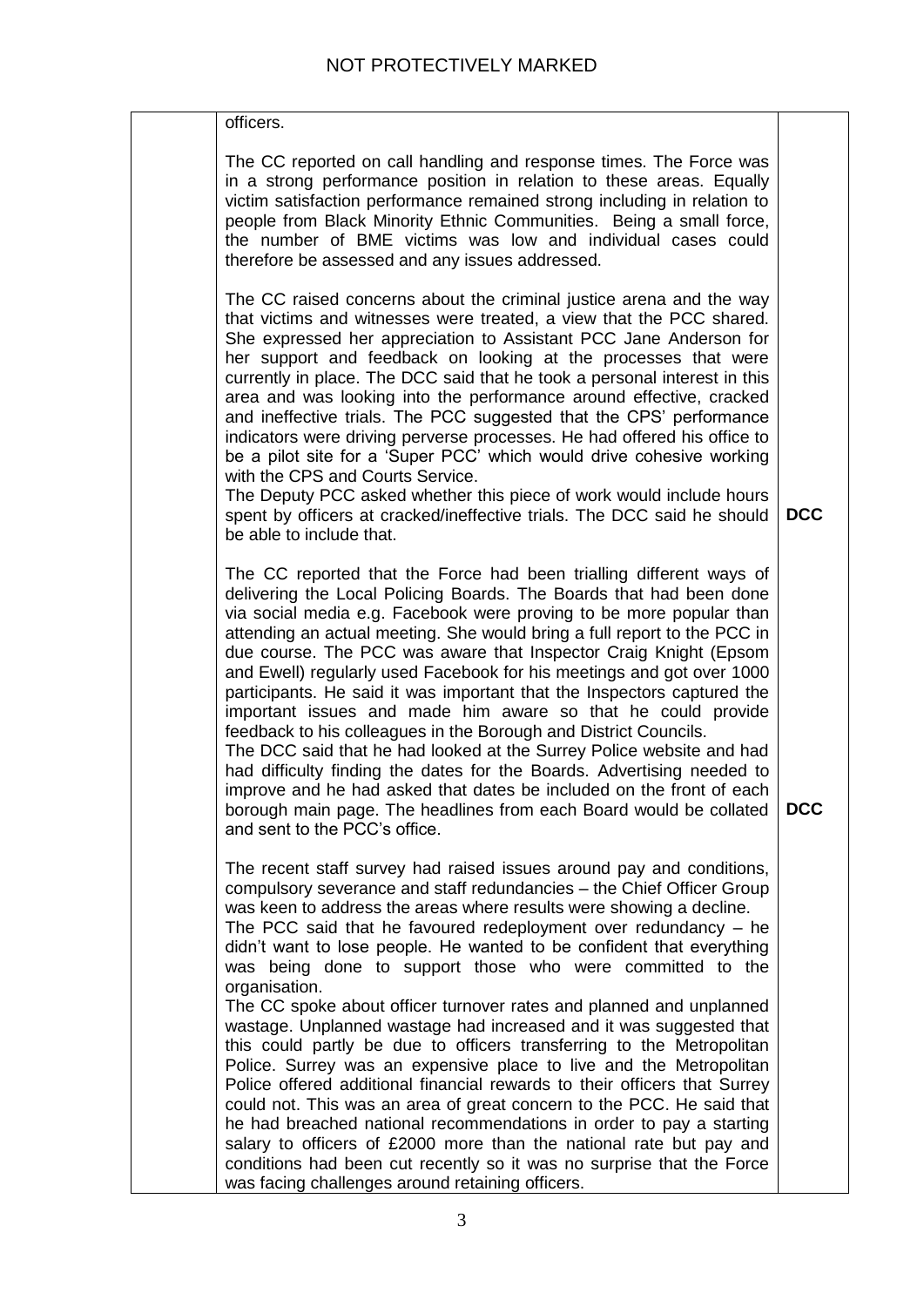| | | |
|---|---|---|
| | officers.<br><br>The CC reported on call handling and response times. The Force was in a strong performance position in relation to these areas. Equally victim satisfaction performance remained strong including in relation to people from Black Minority Ethnic Communities. Being a small force, the number of BME victims was low and individual cases could therefore be assessed and any issues addressed.<br><br>The CC raised concerns about the criminal justice arena and the way that victims and witnesses were treated, a view that the PCC shared. She expressed her appreciation to Assistant PCC Jane Anderson for her support and feedback on looking at the processes that were currently in place. The DCC said that he took a personal interest in this area and was looking into the performance around effective, cracked and ineffective trials. The PCC suggested that the CPS' performance indicators were driving perverse processes. He had offered his office to be a pilot site for a 'Super PCC' which would drive cohesive working with the CPS and Courts Service.<br>The Deputy PCC asked whether this piece of work would include hours spent by officers at cracked/ineffective trials. The DCC said he should be able to include that. | **DCC** |
| | The CC reported that the Force had been trialling different ways of delivering the Local Policing Boards. The Boards that had been done via social media e.g. Facebook were proving to be more popular than attending an actual meeting. She would bring a full report to the PCC in due course. The PCC was aware that Inspector Craig Knight (Epsom and Ewell) regularly used Facebook for his meetings and got over 1000 participants. He said it was important that the Inspectors captured the important issues and made him aware so that he could provide feedback to his colleagues in the Borough and District Councils.<br>The DCC said that he had looked at the Surrey Police website and had had difficulty finding the dates for the Boards. Advertising needed to improve and he had asked that dates be included on the front of each borough main page. The headlines from each Board would be collated and sent to the PCC's office. | **DCC** |
| | The recent staff survey had raised issues around pay and conditions, compulsory severance and staff redundancies – the Chief Officer Group was keen to address the areas where results were showing a decline.<br>The PCC said that he favoured redeployment over redundancy – he didn't want to lose people. He wanted to be confident that everything was being done to support those who were committed to the organisation.<br>The CC spoke about officer turnover rates and planned and unplanned wastage. Unplanned wastage had increased and it was suggested that this could partly be due to officers transferring to the Metropolitan Police. Surrey was an expensive place to live and the Metropolitan Police offered additional financial rewards to their officers that Surrey could not. This was an area of great concern to the PCC. He said that he had breached national recommendations in order to pay a starting salary to officers of £2000 more than the national rate but pay and conditions had been cut recently so it was no surprise that the Force was facing challenges around retaining officers. | |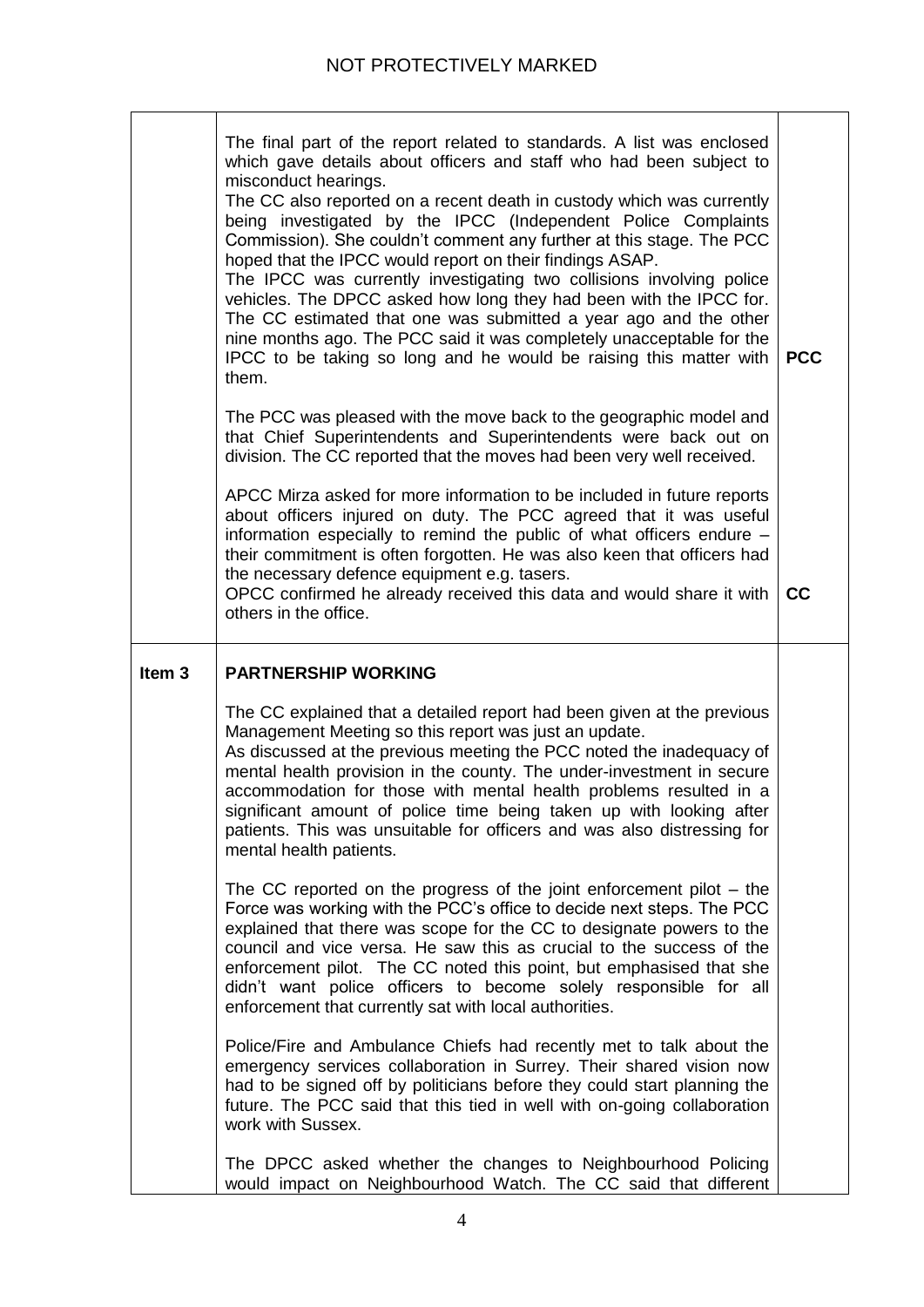| | | |
|---|---|---|
| | The final part of the report related to standards. A list was enclosed which gave details about officers and staff who had been subject to misconduct hearings.<br>The CC also reported on a recent death in custody which was currently being investigated by the IPCC (Independent Police Complaints Commission). She couldn't comment any further at this stage. The PCC hoped that the IPCC would report on their findings ASAP.<br>The IPCC was currently investigating two collisions involving police vehicles. The DPCC asked how long they had been with the IPCC for. The CC estimated that one was submitted a year ago and the other nine months ago. The PCC said it was completely unacceptable for the IPCC to be taking so long and he would be raising this matter with them.<br><br>The PCC was pleased with the move back to the geographic model and that Chief Superintendents and Superintendents were back out on division. The CC reported that the moves had been very well received.<br><br>APCC Mirza asked for more information to be included in future reports about officers injured on duty. The PCC agreed that it was useful information especially to remind the public of what officers endure – their commitment is often forgotten. He was also keen that officers had the necessary defence equipment e.g. tasers.<br>OPCC confirmed he already received this data and would share it with others in the office. | **PCC**<br><br><br><br><br>**CC** |
| **Item 3** | **PARTNERSHIP WORKING**<br><br>The CC explained that a detailed report had been given at the previous Management Meeting so this report was just an update.<br>As discussed at the previous meeting the PCC noted the inadequacy of mental health provision in the county. The under-investment in secure accommodation for those with mental health problems resulted in a significant amount of police time being taken up with looking after patients. This was unsuitable for officers and was also distressing for mental health patients.<br><br>The CC reported on the progress of the joint enforcement pilot – the Force was working with the PCC's office to decide next steps. The PCC explained that there was scope for the CC to designate powers to the council and vice versa. He saw this as crucial to the success of the enforcement pilot. The CC noted this point, but emphasised that she didn't want police officers to become solely responsible for all enforcement that currently sat with local authorities.<br><br>Police/Fire and Ambulance Chiefs had recently met to talk about the emergency services collaboration in Surrey. Their shared vision now had to be signed off by politicians before they could start planning the future. The PCC said that this tied in well with on-going collaboration work with Sussex.<br><br>The DPCC asked whether the changes to Neighbourhood Policing would impact on Neighbourhood Watch. The CC said that different | |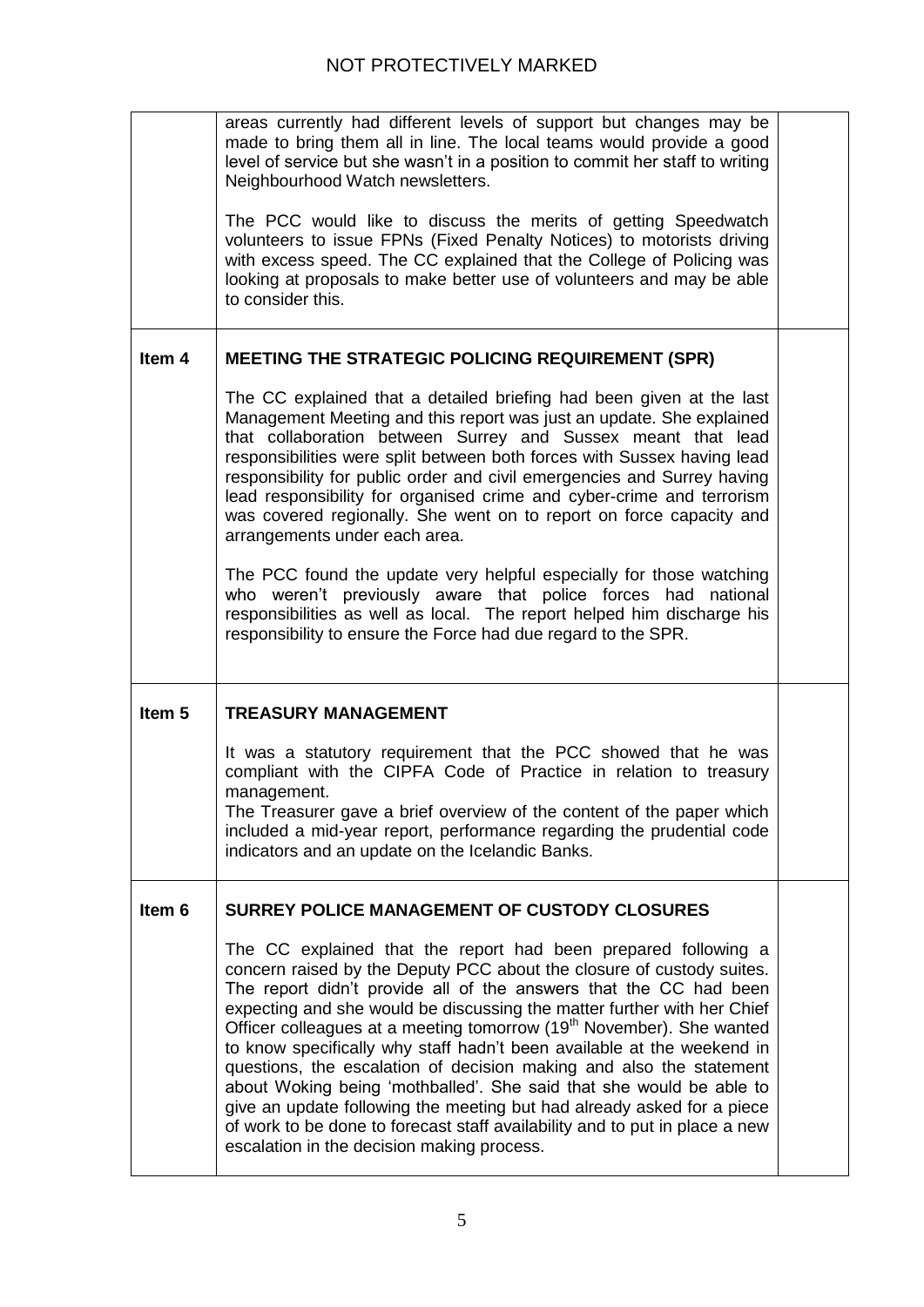NOT PROTECTIVELY MARKED

| | | |
|---|---|---|
| | areas currently had different levels of support but changes may be made to bring them all in line. The local teams would provide a good level of service but she wasn't in a position to commit her staff to writing Neighbourhood Watch newsletters.<br><br>The PCC would like to discuss the merits of getting Speedwatch volunteers to issue FPNs (Fixed Penalty Notices) to motorists driving with excess speed. The CC explained that the College of Policing was looking at proposals to make better use of volunteers and may be able to consider this. | |
| **Item 4** | **MEETING THE STRATEGIC POLICING REQUIREMENT (SPR)**<br><br>The CC explained that a detailed briefing had been given at the last Management Meeting and this report was just an update. She explained that collaboration between Surrey and Sussex meant that lead responsibilities were split between both forces with Sussex having lead responsibility for public order and civil emergencies and Surrey having lead responsibility for organised crime and cyber-crime and terrorism was covered regionally. She went on to report on force capacity and arrangements under each area.<br><br>The PCC found the update very helpful especially for those watching who weren't previously aware that police forces had national responsibilities as well as local. The report helped him discharge his responsibility to ensure the Force had due regard to the SPR. | |
| **Item 5** | **TREASURY MANAGEMENT**<br><br>It was a statutory requirement that the PCC showed that he was compliant with the CIPFA Code of Practice in relation to treasury management.<br>The Treasurer gave a brief overview of the content of the paper which included a mid-year report, performance regarding the prudential code indicators and an update on the Icelandic Banks. | |
| **Item 6** | **SURREY POLICE MANAGEMENT OF CUSTODY CLOSURES**<br><br>The CC explained that the report had been prepared following a concern raised by the Deputy PCC about the closure of custody suites. The report didn't provide all of the answers that the CC had been expecting and she would be discussing the matter further with her Chief Officer colleagues at a meeting tomorrow (19th November). She wanted to know specifically why staff hadn't been available at the weekend in questions, the escalation of decision making and also the statement about Woking being 'mothballed'. She said that she would be able to give an update following the meeting but had already asked for a piece of work to be done to forecast staff availability and to put in place a new escalation in the decision making process. | |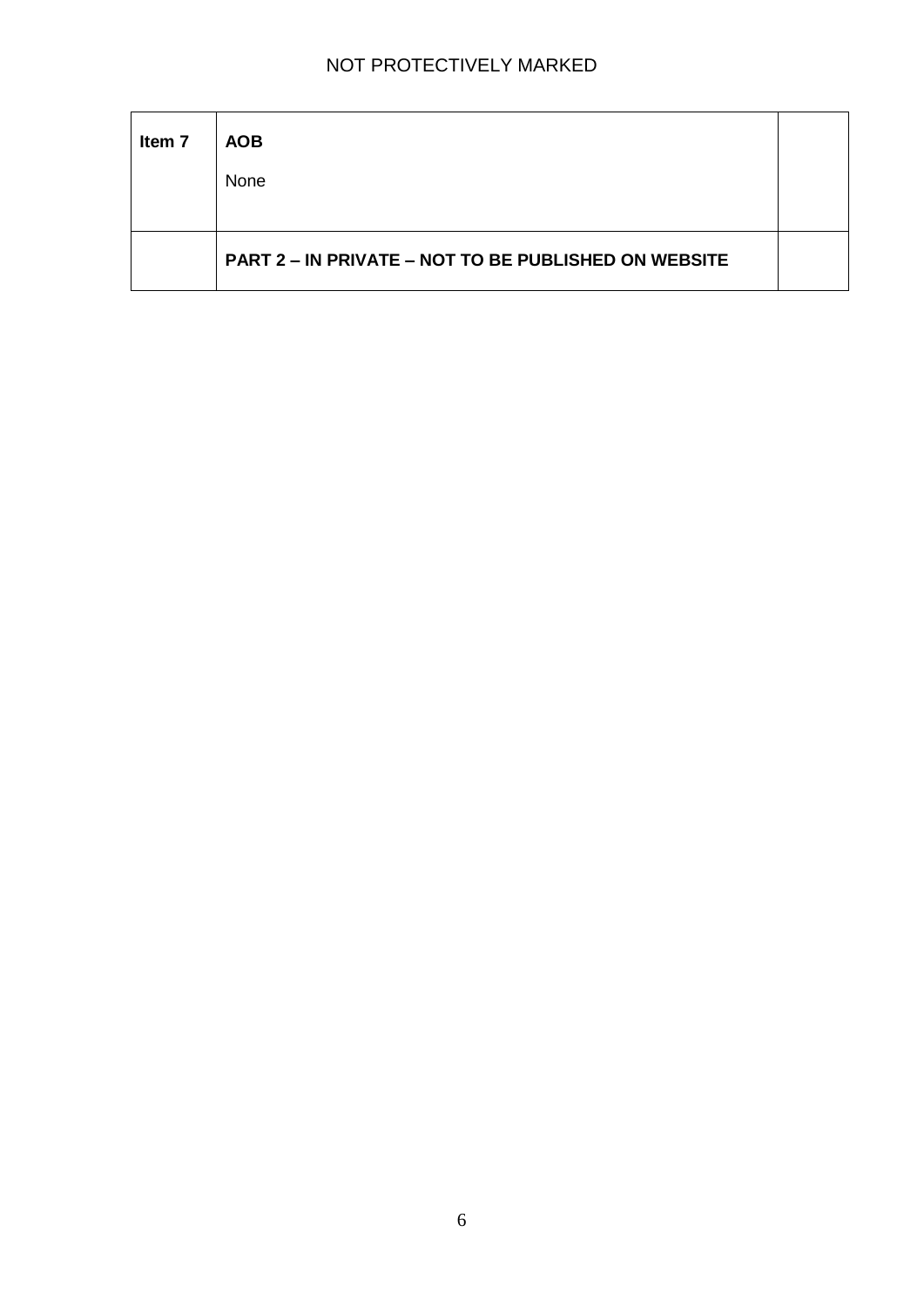| | | |
|---|---|---|
| **Item 7** | **AOB**<br><br>None | |
| | **PART 2 – IN PRIVATE – NOT TO BE PUBLISHED ON WEBSITE** | |